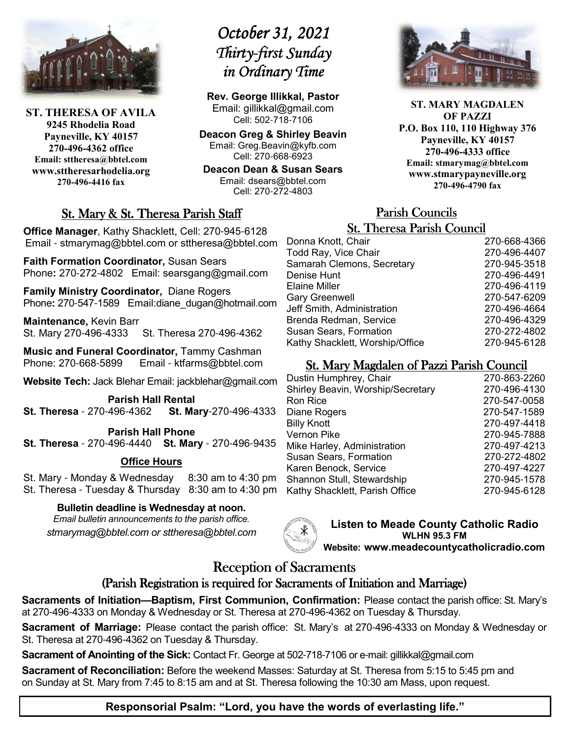# October 31, 2021
## Thirty-first Sunday in Ordinary Time

**ST. THERESA OF AVILA**
**9245 Rhodelia Road**
**Payneville, KY 40157**
**270-496-4362 office**
**Email: sttheresa@bbtel.com**
**www.sttheresarhodelia.org**
**270-496-4416 fax**

**Rev. George Illikkal, Pastor**
Email: gillikkal@gmail.com
Cell: 502-718-7106

**Deacon Greg & Shirley Beavin**
Email: Greg.Beavin@kyfb.com
Cell: 270-668-6923

**Deacon Dean & Susan Sears**
Email: dsears@bbtel.com
Cell: 270-272-4803

**ST. MARY MAGDALEN OF PAZZI**
**P.O. Box 110, 110 Highway 376**
**Payneville, KY 40157**
**270-496-4333 office**
**Email: stmarymag@bbtel.com**
**www.stmarypayneville.org**
**270-496-4790 fax**

## St. Mary & St. Theresa Parish Staff

**Office Manager**, Kathy Shacklett, Cell: 270-945-6128
Email - stmarymag@bbtel.com or sttheresa@bbtel.com

**Faith Formation Coordinator,** Susan Sears
Phone**:** 270-272-4802 Email: searsgang@gmail.com

**Family Ministry Coordinator,** Diane Rogers
Phone**:** 270-547-1589 Email:diane_dugan@hotmail.com

**Maintenance,** Kevin Barr
St. Mary 270-496-4333 St. Theresa 270-496-4362

**Music and Funeral Coordinator,** Tammy Cashman
Phone: 270-668-5899 Email - ktfarms@bbtel.com

**Website Tech:** Jack Blehar Email: jackblehar@gmail.com

**Parish Hall Rental**
**St. Theresa** - 270-496-4362 **St. Mary**-270-496-4333

**Parish Hall Phone**
**St. Theresa** - 270-496-4440 **St. Mary** - 270-496-9435

**Office Hours**

St. Mary - Monday & Wednesday 8:30 am to 4:30 pm
St. Theresa - Tuesday & Thursday 8:30 am to 4:30 pm

**Bulletin deadline is Wednesday at noon.**
*Email bulletin announcements to the parish office.*
*stmarymag@bbtel.com or sttheresa@bbtel.com*

## Parish Councils

### St. Theresa Parish Council

| | |
|---|---|
| Donna Knott, Chair | 270-668-4366 |
| Todd Ray, Vice Chair | 270-496-4407 |
| Samarah Clemons, Secretary | 270-945-3518 |
| Denise Hunt | 270-496-4491 |
| Elaine Miller | 270-496-4119 |
| Gary Greenwell | 270-547-6209 |
| Jeff Smith, Administration | 270-496-4664 |
| Brenda Redman, Service | 270-496-4329 |
| Susan Sears, Formation | 270-272-4802 |
| Kathy Shacklett, Worship/Office | 270-945-6128 |

### St. Mary Magdalen of Pazzi Parish Council

| | |
|---|---|
| Dustin Humphrey, Chair | 270-863-2260 |
| Shirley Beavin, Worship/Secretary | 270-496-4130 |
| Ron Rice | 270-547-0058 |
| Diane Rogers | 270-547-1589 |
| Billy Knott | 270-497-4418 |
| Vernon Pike | 270-945-7888 |
| Mike Harley, Administration | 270-497-4213 |
| Susan Sears, Formation | 270-272-4802 |
| Karen Benock, Service | 270-497-4227 |
| Shannon Stull, Stewardship | 270-945-1578 |
| Kathy Shacklett, Parish Office | 270-945-6128 |

**Listen to Meade County Catholic Radio**
**WLHN 95.3 FM**
**Website: www.meadecountycatholicradio.com**

## Reception of Sacraments
### (Parish Registration is required for Sacraments of Initiation and Marriage)

**Sacraments of Initiation—Baptism, First Communion, Confirmation:** Please contact the parish office: St. Mary's at 270-496-4333 on Monday & Wednesday or St. Theresa at 270-496-4362 on Tuesday & Thursday.

**Sacrament of Marriage:** Please contact the parish office: St. Mary's at 270-496-4333 on Monday & Wednesday or St. Theresa at 270-496-4362 on Tuesday & Thursday.

**Sacrament of Anointing of the Sick:** Contact Fr. George at 502-718-7106 or e-mail: gillikkal@gmail.com

**Sacrament of Reconciliation:** Before the weekend Masses: Saturday at St. Theresa from 5:15 to 5:45 pm and on Sunday at St. Mary from 7:45 to 8:15 am and at St. Theresa following the 10:30 am Mass, upon request.

**Responsorial Psalm: "Lord, you have the words of everlasting life."**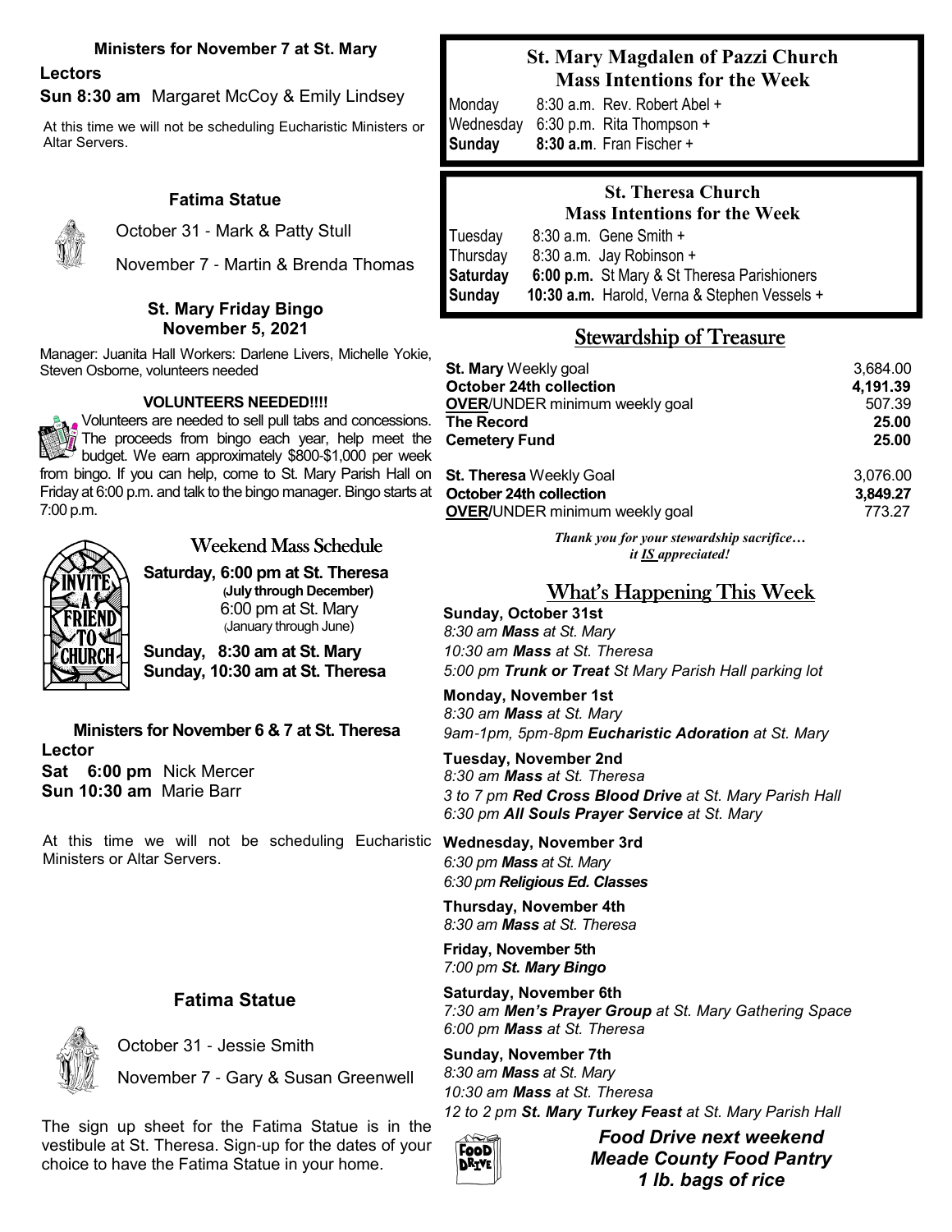### Ministers for November 7 at St. Mary

**Lectors**

**Sun 8:30 am** Margaret McCoy & Emily Lindsey

At this time we will not be scheduling Eucharistic Ministers or Altar Servers.

### Fatima Statue

October 31 - Mark & Patty Stull

November 7 - Martin & Brenda Thomas

### St. Mary Friday Bingo
**November 5, 2021**

Manager: Juanita Hall Workers: Darlene Livers, Michelle Yokie, Steven Osborne, volunteers needed

**VOLUNTEERS NEEDED!!!!**

Volunteers are needed to sell pull tabs and concessions. The proceeds from bingo each year, help meet the budget. We earn approximately $800-$1,000 per week from bingo. If you can help, come to St. Mary Parish Hall on Friday at 6:00 p.m. and talk to the bingo manager. Bingo starts at 7:00 p.m.

## Weekend Mass Schedule

**Saturday, 6:00 pm at St. Theresa**
**(July through December)**
6:00 pm at St. Mary
(January through June)

**Sunday, 8:30 am at St. Mary**
**Sunday, 10:30 am at St. Theresa**

### Ministers for November 6 & 7 at St. Theresa

**Lector**

**Sat 6:00 pm** Nick Mercer
**Sun 10:30 am** Marie Barr

At this time we will not be scheduling Eucharistic Ministers or Altar Servers.

### Fatima Statue

October 31 - Jessie Smith

November 7 - Gary & Susan Greenwell

The sign up sheet for the Fatima Statue is in the vestibule at St. Theresa. Sign-up for the dates of your choice to have the Fatima Statue in your home.

## St. Mary Magdalen of Pazzi Church
### Mass Intentions for the Week

| | | |
|---|---|---|
| Monday | 8:30 a.m. | Rev. Robert Abel + |
| Wednesday | 6:30 p.m. | Rita Thompson + |
| **Sunday** | **8:30 a.m**. | Fran Fischer + |

## St. Theresa Church
### Mass Intentions for the Week

| | | |
|---|---|---|
| Tuesday | 8:30 a.m. | Gene Smith + |
| Thursday | 8:30 a.m. | Jay Robinson + |
| **Saturday** | **6:00 p.m.** | St Mary & St Theresa Parishioners |
| **Sunday** | **10:30 a.m.** | Harold, Verna & Stephen Vessels + |

## Stewardship of Treasure

| | |
|---|---|
| **St. Mary** Weekly goal | 3,684.00 |
| **October 24th collection** | **4,191.39** |
| **OVER**/UNDER minimum weekly goal | 507.39 |
| **The Record** | **25.00** |
| **Cemetery Fund** | **25.00** |
| | |
| **St. Theresa** Weekly Goal | 3,076.00 |
| **October 24th collection** | **3,849.27** |
| **OVER**/UNDER minimum weekly goal | 773.27 |

*Thank you for your stewardship sacrifice… it IS appreciated!*

## What's Happening This Week

**Sunday, October 31st**
*8:30 am **Mass** at St. Mary*
*10:30 am **Mass** at St. Theresa*
*5:00 pm **Trunk or Treat** St Mary Parish Hall parking lot*

**Monday, November 1st**
*8:30 am **Mass** at St. Mary*
*9am-1pm, 5pm-8pm **Eucharistic Adoration** at St. Mary*

**Tuesday, November 2nd**
*8:30 am **Mass** at St. Theresa*
*3 to 7 pm **Red Cross Blood Drive** at St. Mary Parish Hall*
*6:30 pm **All Souls Prayer Service** at St. Mary*

**Wednesday, November 3rd**
*6:30 pm **Mass** at St. Mary*
*6:30 pm **Religious Ed. Classes***

**Thursday, November 4th**
*8:30 am **Mass** at St. Theresa*

**Friday, November 5th**
*7:00 pm **St. Mary Bingo***

**Saturday, November 6th**
*7:30 am **Men's Prayer Group** at St. Mary Gathering Space*
*6:00 pm **Mass** at St. Theresa*

**Sunday, November 7th**
*8:30 am **Mass** at St. Mary*
*10:30 am **Mass** at St. Theresa*
*12 to 2 pm **St. Mary Turkey Feast** at St. Mary Parish Hall*

***Food Drive next weekend***
***Meade County Food Pantry***
***1 lb. bags of rice***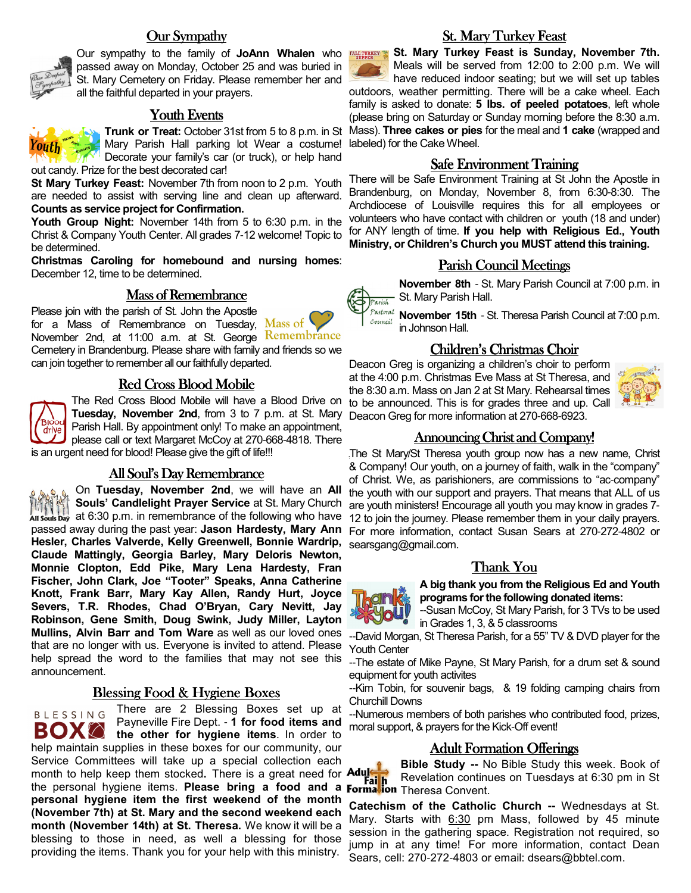## Our Sympathy

Our sympathy to the family of **JoAnn Whalen** who passed away on Monday, October 25 and was buried in St. Mary Cemetery on Friday. Please remember her and all the faithful departed in your prayers.

## Youth Events

**Trunk or Treat:** October 31st from 5 to 8 p.m. in St Mary Parish Hall parking lot Wear a costume! Decorate your family's car (or truck), or help hand out candy. Prize for the best decorated car!

**St Mary Turkey Feast:** November 7th from noon to 2 p.m. Youth are needed to assist with serving line and clean up afterward. **Counts as service project for Confirmation.**

**Youth Group Night:** November 14th from 5 to 6:30 p.m. in the Christ & Company Youth Center. All grades 7-12 welcome! Topic to be determined.

**Christmas Caroling for homebound and nursing homes**: December 12, time to be determined.

## Mass of Remembrance

Please join with the parish of St. John the Apostle for a Mass of Remembrance on Tuesday, November 2nd, at 11:00 a.m. at St. George Cemetery in Brandenburg. Please share with family and friends so we can join together to remember all our faithfully departed.

## Red Cross Blood Mobile

The Red Cross Blood Mobile will have a Blood Drive on **Tuesday, November 2nd**, from 3 to 7 p.m. at St. Mary Parish Hall. By appointment only! To make an appointment, please call or text Margaret McCoy at 270-668-4818. There is an urgent need for blood! Please give the gift of life!!!

## All Soul's Day Remembrance

On **Tuesday, November 2nd**, we will have an **All Souls' Candlelight Prayer Service** at St. Mary Church at 6:30 p.m. in remembrance of the following who have passed away during the past year: **Jason Hardesty, Mary Ann Hesler, Charles Valverde, Kelly Greenwell, Bonnie Wardrip, Claude Mattingly, Georgia Barley, Mary Deloris Newton, Monnie Clopton, Edd Pike, Mary Lena Hardesty, Fran Fischer, John Clark, Joe "Tooter" Speaks, Anna Catherine Knott, Frank Barr, Mary Kay Allen, Randy Hurt, Joyce Severs, T.R. Rhodes, Chad O'Bryan, Cary Nevitt, Jay Robinson, Gene Smith, Doug Swink, Judy Miller, Layton Mullins, Alvin Barr and Tom Ware** as well as our loved ones that are no longer with us. Everyone is invited to attend. Please help spread the word to the families that may not see this announcement.

## Blessing Food & Hygiene Boxes

There are 2 Blessing Boxes set up at Payneville Fire Dept. - **1 for food items and the other for hygiene items**. In order to help maintain supplies in these boxes for our community, our Service Committees will take up a special collection each month to help keep them stocked**.** There is a great need for the personal hygiene items. **Please bring a food and a personal hygiene item the first weekend of the month (November 7th) at St. Mary and the second weekend each month (November 14th) at St. Theresa.** We know it will be a blessing to those in need, as well a blessing for those providing the items. Thank you for your help with this ministry.

## St. Mary Turkey Feast

**St. Mary Turkey Feast is Sunday, November 7th.** Meals will be served from 12:00 to 2:00 p.m. We will have reduced indoor seating; but we will set up tables outdoors, weather permitting. There will be a cake wheel. Each family is asked to donate: **5 lbs. of peeled potatoes**, left whole (please bring on Saturday or Sunday morning before the 8:30 a.m. Mass). **Three cakes or pies** for the meal and **1 cake** (wrapped and labeled) for the Cake Wheel.

## Safe Environment Training

There will be Safe Environment Training at St John the Apostle in Brandenburg, on Monday, November 8, from 6:30-8:30. The Archdiocese of Louisville requires this for all employees or volunteers who have contact with children or youth (18 and under) for ANY length of time. **If you help with Religious Ed., Youth Ministry, or Children's Church you MUST attend this training.**

## Parish Council Meetings

**November 8th** - St. Mary Parish Council at 7:00 p.m. in St. Mary Parish Hall.

**November 15th** - St. Theresa Parish Council at 7:00 p.m. in Johnson Hall.

## Children's Christmas Choir

Deacon Greg is organizing a children's choir to perform at the 4:00 p.m. Christmas Eve Mass at St Theresa, and the 8:30 a.m. Mass on Jan 2 at St Mary. Rehearsal times to be announced. This is for grades three and up. Call Deacon Greg for more information at 270-668-6923.

## Announcing Christ and Company!

The St Mary/St Theresa youth group now has a new name, Christ & Company! Our youth, on a journey of faith, walk in the "company" of Christ. We, as parishioners, are commissions to "ac-company" the youth with our support and prayers. That means that ALL of us are youth ministers! Encourage all youth you may know in grades 7-12 to join the journey. Please remember them in your daily prayers. For more information, contact Susan Sears at 270-272-4802 or searsgang@gmail.com.

## Thank You

**A big thank you from the Religious Ed and Youth programs for the following donated items:**

--Susan McCoy, St Mary Parish, for 3 TVs to be used in Grades 1, 3, & 5 classrooms

--David Morgan, St Theresa Parish, for a 55" TV & DVD player for the Youth Center

--The estate of Mike Payne, St Mary Parish, for a drum set & sound equipment for youth activites

--Kim Tobin, for souvenir bags, & 19 folding camping chairs from Churchill Downs

--Numerous members of both parishes who contributed food, prizes, moral support, & prayers for the Kick-Off event!

## Adult Formation Offerings

**Bible Study --** No Bible Study this week. Book of Revelation continues on Tuesdays at 6:30 pm in St Theresa Convent.

**Catechism of the Catholic Church --** Wednesdays at St. Mary. Starts with 6:30 pm Mass, followed by 45 minute session in the gathering space. Registration not required, so jump in at any time! For more information, contact Dean Sears, cell: 270-272-4803 or email: dsears@bbtel.com.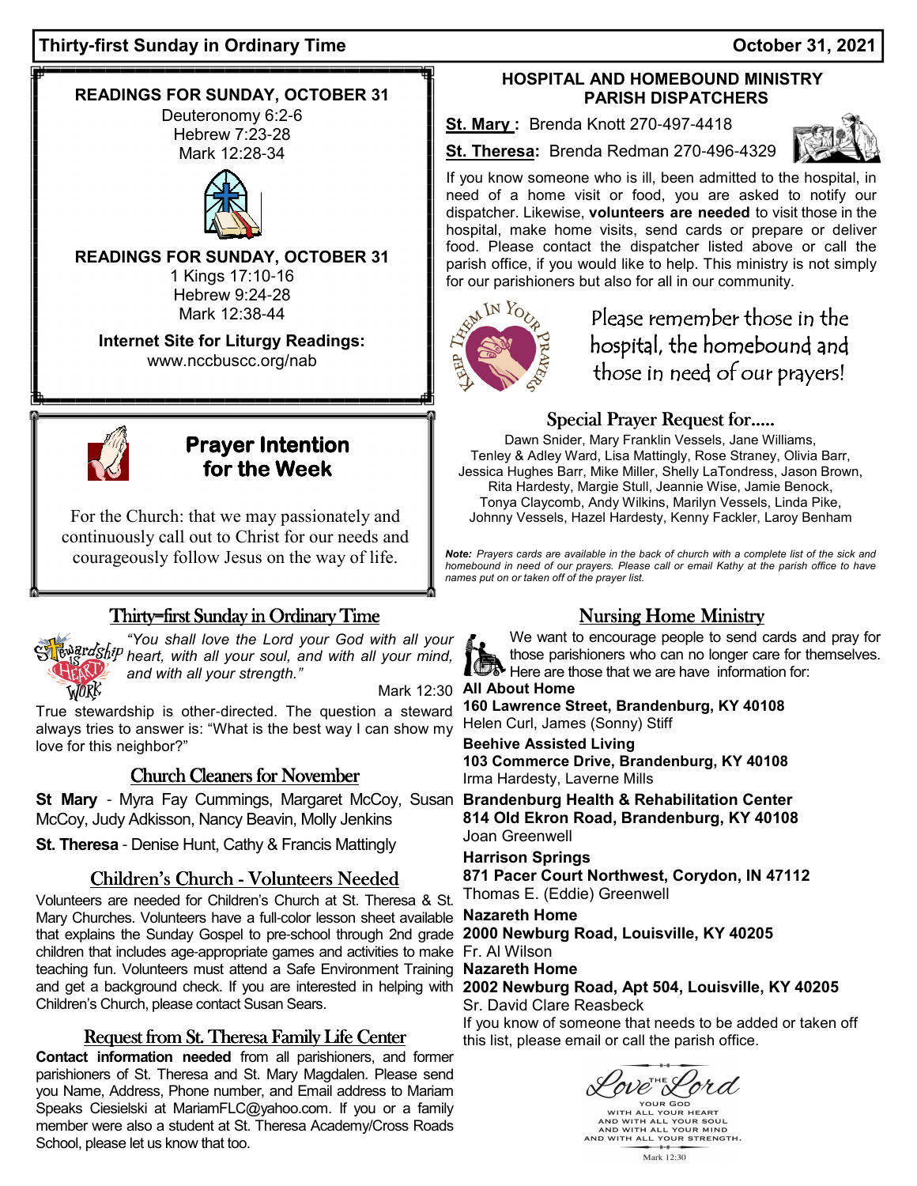**Thirty-first Sunday in Ordinary Time** **October 31, 2021**

## READINGS FOR SUNDAY, OCTOBER 31

Deuteronomy 6:2-6
Hebrew 7:23-28
Mark 12:28-34

## READINGS FOR SUNDAY, OCTOBER 31

1 Kings 17:10-16
Hebrew 9:24-28
Mark 12:38-44

**Internet Site for Liturgy Readings:**
www.nccbuscc.org/nab

## Prayer Intention for the Week

For the Church: that we may passionately and continuously call out to Christ for our needs and courageously follow Jesus on the way of life.

## HOSPITAL AND HOMEBOUND MINISTRY PARISH DISPATCHERS

**St. Mary :** Brenda Knott 270-497-4418

**St. Theresa:** Brenda Redman 270-496-4329

If you know someone who is ill, been admitted to the hospital, in need of a home visit or food, you are asked to notify our dispatcher. Likewise, **volunteers are needed** to visit those in the hospital, make home visits, send cards or prepare or deliver food. Please contact the dispatcher listed above or call the parish office, if you would like to help. This ministry is not simply for our parishioners but also for all in our community.

Keep Them In Your Prayers

Please remember those in the hospital, the homebound and those in need of our prayers!

## Special Prayer Request for.....

Dawn Snider, Mary Franklin Vessels, Jane Williams, Tenley & Adley Ward, Lisa Mattingly, Rose Straney, Olivia Barr, Jessica Hughes Barr, Mike Miller, Shelly LaTondress, Jason Brown, Rita Hardesty, Margie Stull, Jeannie Wise, Jamie Benock, Tonya Claycomb, Andy Wilkins, Marilyn Vessels, Linda Pike, Johnny Vessels, Hazel Hardesty, Kenny Fackler, Laroy Benham

***Note:*** *Prayers cards are available in the back of church with a complete list of the sick and homebound in need of our prayers. Please call or email Kathy at the parish office to have names put on or taken off of the prayer list.*

## Thirty-first Sunday in Ordinary Time

Stewardship is Heart Work

*"You shall love the Lord your God with all your heart, with all your soul, and with all your mind, and with all your strength."*

Mark 12:30

True stewardship is other-directed. The question a steward always tries to answer is: "What is the best way I can show my love for this neighbor?"

## Church Cleaners for November

**St Mary** - Myra Fay Cummings, Margaret McCoy, Susan McCoy, Judy Adkisson, Nancy Beavin, Molly Jenkins

**St. Theresa** - Denise Hunt, Cathy & Francis Mattingly

## Children's Church - Volunteers Needed

Volunteers are needed for Children's Church at St. Theresa & St. Mary Churches. Volunteers have a full-color lesson sheet available that explains the Sunday Gospel to pre-school through 2nd grade children that includes age-appropriate games and activities to make teaching fun. Volunteers must attend a Safe Environment Training and get a background check. If you are interested in helping with Children's Church, please contact Susan Sears.

## Request from St. Theresa Family Life Center

**Contact information needed** from all parishioners, and former parishioners of St. Theresa and St. Mary Magdalen. Please send you Name, Address, Phone number, and Email address to Mariam Speaks Ciesielski at MariamFLC@yahoo.com. If you or a family member were also a student at St. Theresa Academy/Cross Roads School, please let us know that too.

## Nursing Home Ministry

We want to encourage people to send cards and pray for those parishioners who can no longer care for themselves. Here are those that we are have information for:

**All About Home**
**160 Lawrence Street, Brandenburg, KY 40108**
Helen Curl, James (Sonny) Stiff

**Beehive Assisted Living**
**103 Commerce Drive, Brandenburg, KY 40108**
Irma Hardesty, Laverne Mills

**Brandenburg Health & Rehabilitation Center**
**814 Old Ekron Road, Brandenburg, KY 40108**
Joan Greenwell

**Harrison Springs**
**871 Pacer Court Northwest, Corydon, IN 47112**
Thomas E. (Eddie) Greenwell

**Nazareth Home**
**2000 Newburg Road, Louisville, KY 40205**
Fr. Al Wilson

**Nazareth Home**
**2002 Newburg Road, Apt 504, Louisville, KY 40205**
Sr. David Clare Reasbeck

If you know of someone that needs to be added or taken off this list, please email or call the parish office.

Love the Lord your God with all your heart and with all your soul and with all your mind and with all your strength.
Mark 12:30